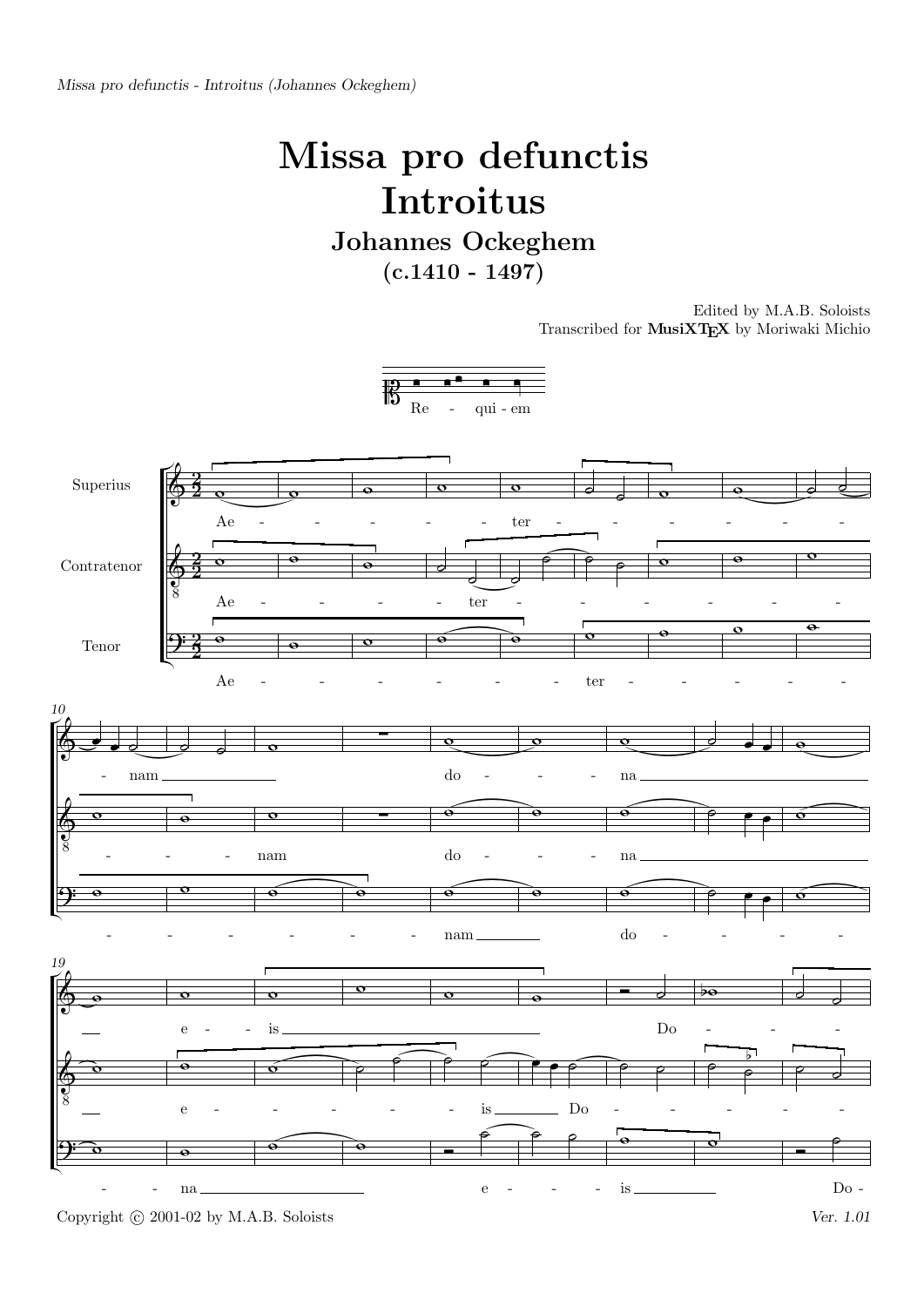# Missa pro defunctis
# Introitus

### Johannes Ockeghem
### (c.1410 - 1497)

Edited by M.A.B. Soloists
Transcribed for **MusiXTEX** by Moriwaki Michio

Re - qui - em

Superius

Contratenor

Tenor

Ae - - - - - - ter - - - - - - - nam do - - - na e - - is Do - - -

Ae - - - - ter - - - - - - - - - nam do - - - na e - - - - - - - is Do - - - - - -

Ae - - - - - - - ter - - - - - - - - - - nam do - - - - - na e - - - - is Do -

Copyright © 2001-02 by M.A.B. Soloists

*Ver. 1.01*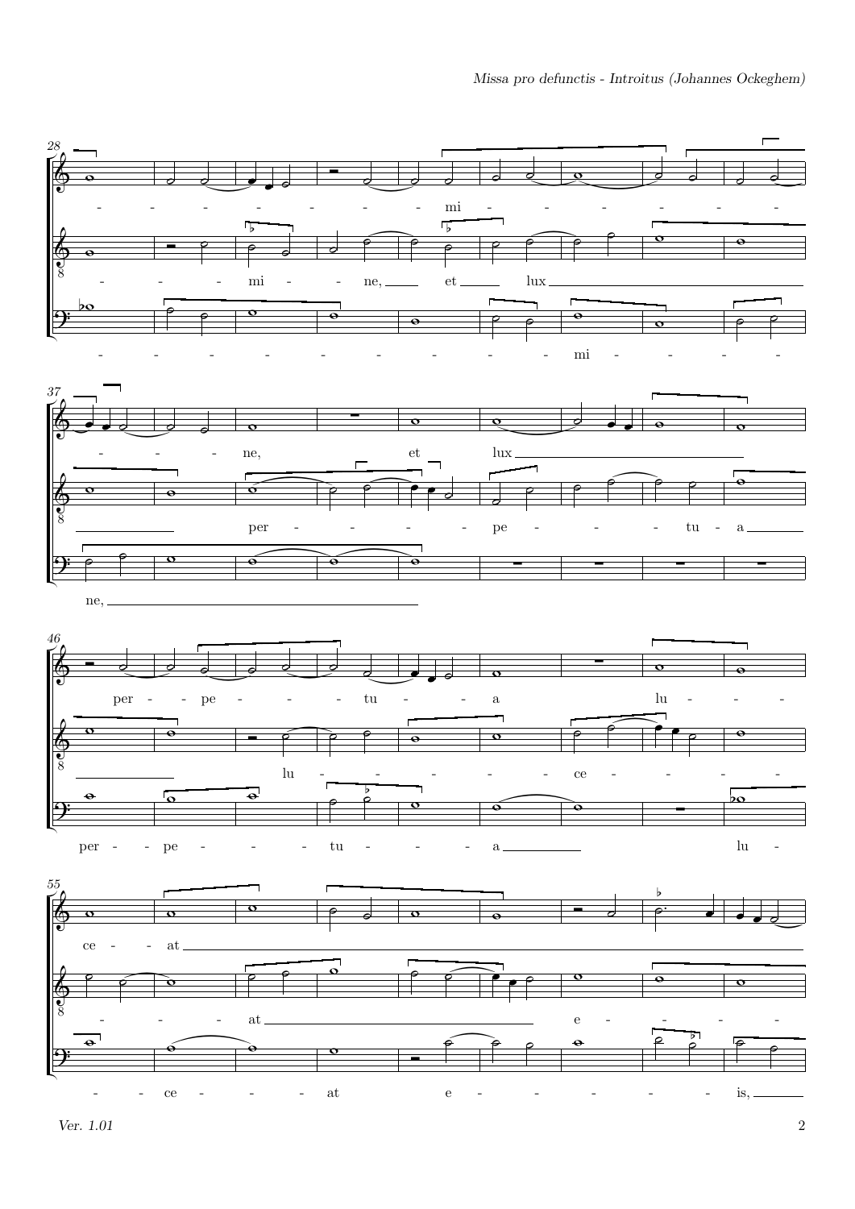28

- - - - - - - mi - - - - - - -

- - - mi - - ne, et lux

- - - - - - - - - - - mi - - - -

37

- - - ne, et lux

per - - - - pe - - - tu - a

ne,

46

per - - pe - - - tu - - a lu - - -

lu - - - - - ce - - - -

per - - pe - - - tu - - - a lu -

55

ce - - at

- - - at e - - -

- - ce - - - at e - - - - - - is,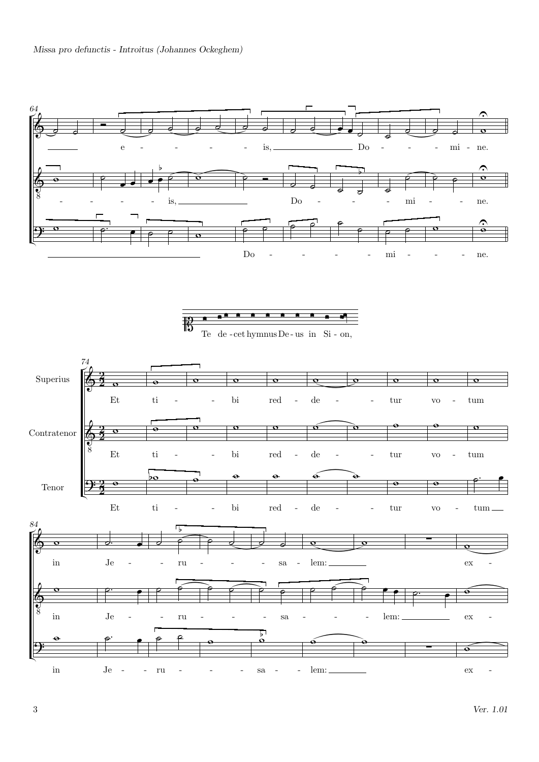Missa pro defunctis - Introitus (Johannes Ockeghem)

64

e - - - - - is, Do - - - - mi - ne.

- - - - - is, Do - - - - mi - - - ne.

Do - - - - - mi - - - - - ne.

Te de-cet hymnus De-us in Si-on,

74

Superius

Et ti - - bi red - de - - tur vo - tum

Contratenor

Et ti - - bi red - de - - tur vo - tum

Tenor

Et ti - - bi red - de - - tur vo - tum

84

in Je - - ru - - - - sa - lem: ex -

in Je - - ru - - - - sa - - - lem: ex -

in Je - - ru - - - - sa - - lem: ex -

Ver. 1.01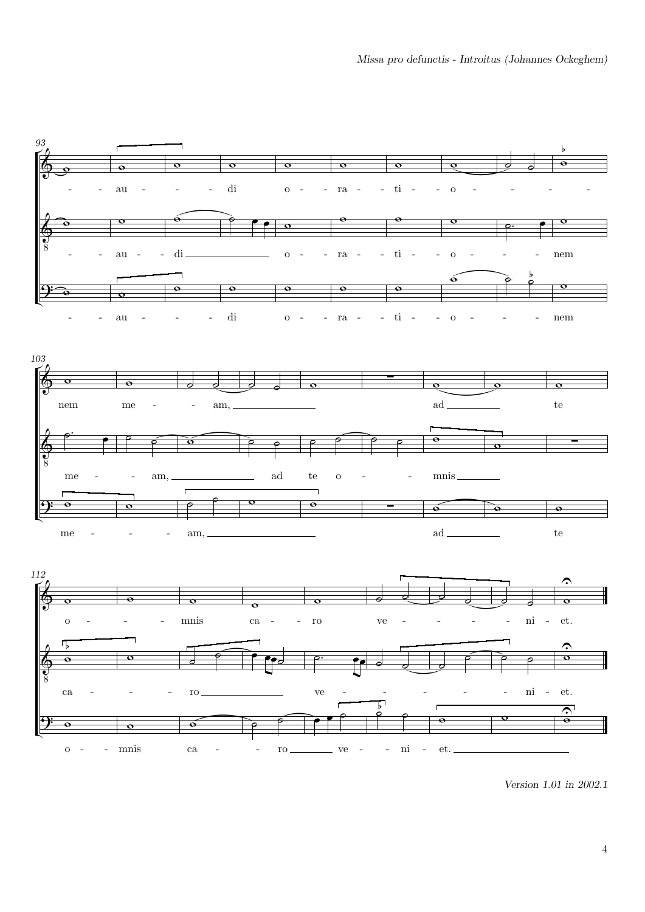*Missa pro defunctis - Introitus (Johannes Ockeghem)*

*Version 1.01 in 2002.1*